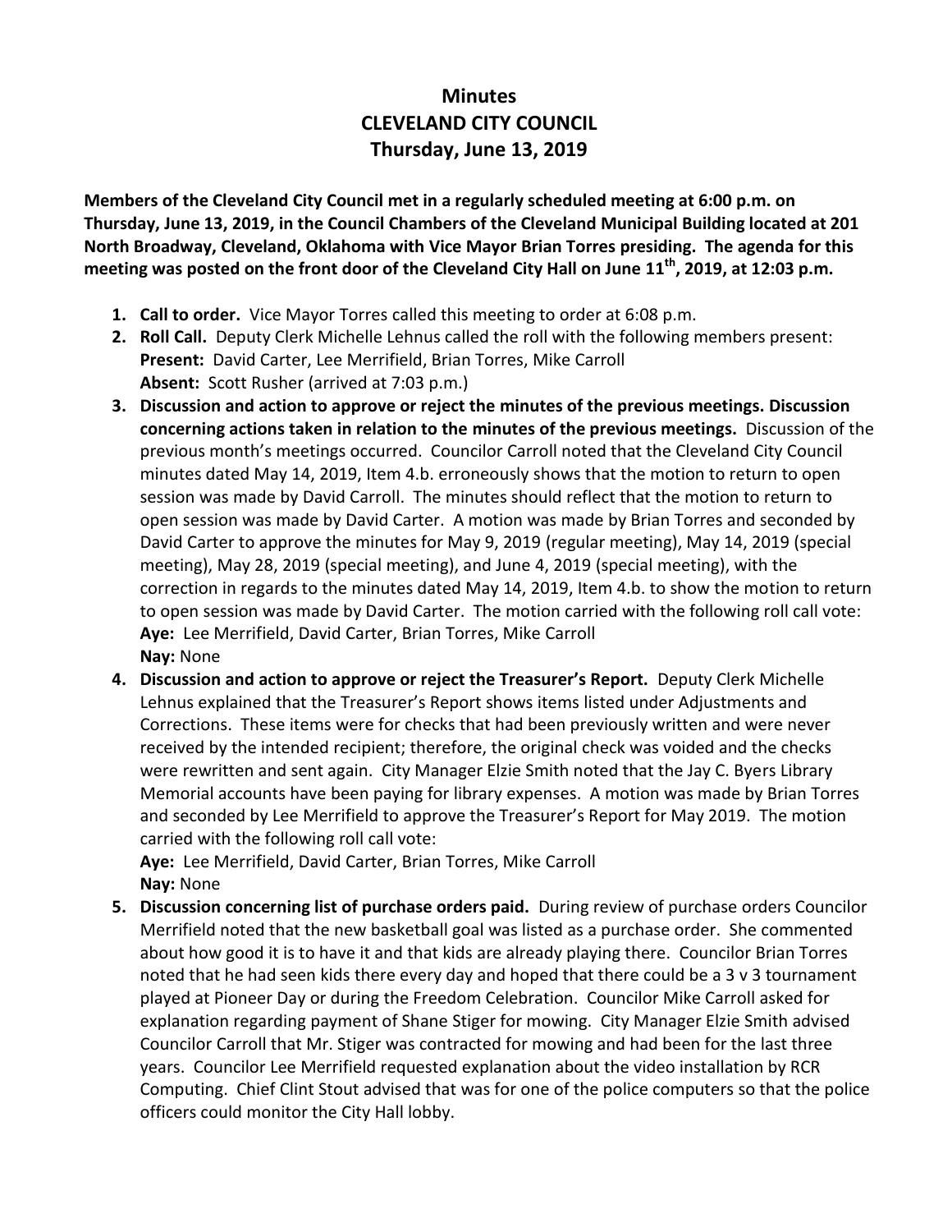# Minutes
# CLEVELAND CITY COUNCIL
# Thursday, June 13, 2019

**Members of the Cleveland City Council met in a regularly scheduled meeting at 6:00 p.m. on Thursday, June 13, 2019, in the Council Chambers of the Cleveland Municipal Building located at 201 North Broadway, Cleveland, Oklahoma with Vice Mayor Brian Torres presiding. The agenda for this meeting was posted on the front door of the Cleveland City Hall on June 11th, 2019, at 12:03 p.m.**

1. **Call to order.** Vice Mayor Torres called this meeting to order at 6:08 p.m.
2. **Roll Call.** Deputy Clerk Michelle Lehnus called the roll with the following members present:
   **Present:** David Carter, Lee Merrifield, Brian Torres, Mike Carroll
   **Absent:** Scott Rusher (arrived at 7:03 p.m.)
3. **Discussion and action to approve or reject the minutes of the previous meetings. Discussion concerning actions taken in relation to the minutes of the previous meetings.** Discussion of the previous month's meetings occurred. Councilor Carroll noted that the Cleveland City Council minutes dated May 14, 2019, Item 4.b. erroneously shows that the motion to return to open session was made by David Carroll. The minutes should reflect that the motion to return to open session was made by David Carter. A motion was made by Brian Torres and seconded by David Carter to approve the minutes for May 9, 2019 (regular meeting), May 14, 2019 (special meeting), May 28, 2019 (special meeting), and June 4, 2019 (special meeting), with the correction in regards to the minutes dated May 14, 2019, Item 4.b. to show the motion to return to open session was made by David Carter. The motion carried with the following roll call vote:
   **Aye:** Lee Merrifield, David Carter, Brian Torres, Mike Carroll
   **Nay:** None
4. **Discussion and action to approve or reject the Treasurer's Report.** Deputy Clerk Michelle Lehnus explained that the Treasurer's Report shows items listed under Adjustments and Corrections. These items were for checks that had been previously written and were never received by the intended recipient; therefore, the original check was voided and the checks were rewritten and sent again. City Manager Elzie Smith noted that the Jay C. Byers Library Memorial accounts have been paying for library expenses. A motion was made by Brian Torres and seconded by Lee Merrifield to approve the Treasurer's Report for May 2019. The motion carried with the following roll call vote:
   **Aye:** Lee Merrifield, David Carter, Brian Torres, Mike Carroll
   **Nay:** None
5. **Discussion concerning list of purchase orders paid.** During review of purchase orders Councilor Merrifield noted that the new basketball goal was listed as a purchase order. She commented about how good it is to have it and that kids are already playing there. Councilor Brian Torres noted that he had seen kids there every day and hoped that there could be a 3 v 3 tournament played at Pioneer Day or during the Freedom Celebration. Councilor Mike Carroll asked for explanation regarding payment of Shane Stiger for mowing. City Manager Elzie Smith advised Councilor Carroll that Mr. Stiger was contracted for mowing and had been for the last three years. Councilor Lee Merrifield requested explanation about the video installation by RCR Computing. Chief Clint Stout advised that was for one of the police computers so that the police officers could monitor the City Hall lobby.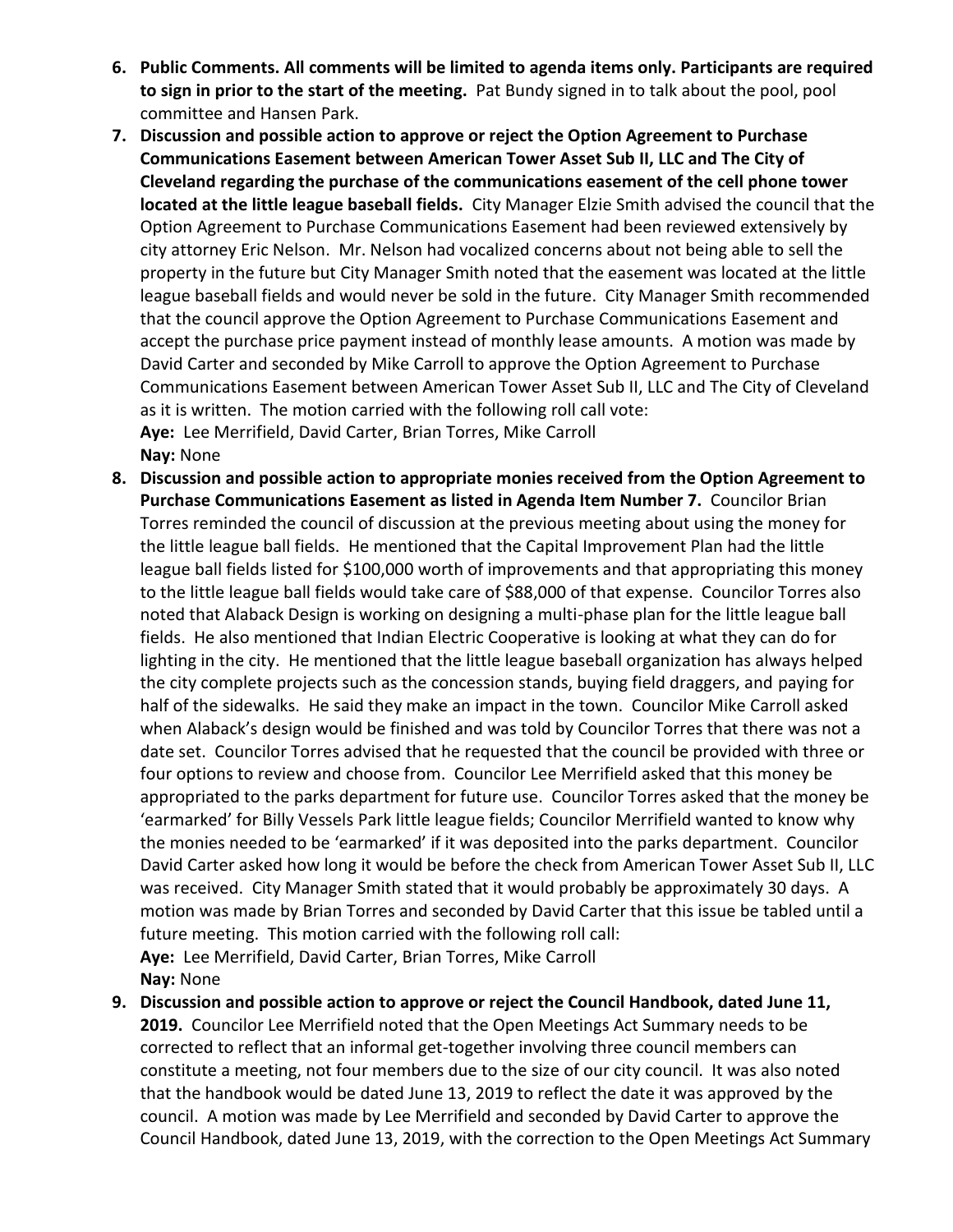6. **Public Comments. All comments will be limited to agenda items only. Participants are required to sign in prior to the start of the meeting.** Pat Bundy signed in to talk about the pool, pool committee and Hansen Park.
7. **Discussion and possible action to approve or reject the Option Agreement to Purchase Communications Easement between American Tower Asset Sub II, LLC and The City of Cleveland regarding the purchase of the communications easement of the cell phone tower located at the little league baseball fields.** City Manager Elzie Smith advised the council that the Option Agreement to Purchase Communications Easement had been reviewed extensively by city attorney Eric Nelson. Mr. Nelson had vocalized concerns about not being able to sell the property in the future but City Manager Smith noted that the easement was located at the little league baseball fields and would never be sold in the future. City Manager Smith recommended that the council approve the Option Agreement to Purchase Communications Easement and accept the purchase price payment instead of monthly lease amounts. A motion was made by David Carter and seconded by Mike Carroll to approve the Option Agreement to Purchase Communications Easement between American Tower Asset Sub II, LLC and The City of Cleveland as it is written. The motion carried with the following roll call vote:
   **Aye:** Lee Merrifield, David Carter, Brian Torres, Mike Carroll
   **Nay:** None
8. **Discussion and possible action to appropriate monies received from the Option Agreement to Purchase Communications Easement as listed in Agenda Item Number 7.** Councilor Brian Torres reminded the council of discussion at the previous meeting about using the money for the little league ball fields. He mentioned that the Capital Improvement Plan had the little league ball fields listed for $100,000 worth of improvements and that appropriating this money to the little league ball fields would take care of $88,000 of that expense. Councilor Torres also noted that Alaback Design is working on designing a multi-phase plan for the little league ball fields. He also mentioned that Indian Electric Cooperative is looking at what they can do for lighting in the city. He mentioned that the little league baseball organization has always helped the city complete projects such as the concession stands, buying field draggers, and paying for half of the sidewalks. He said they make an impact in the town. Councilor Mike Carroll asked when Alaback's design would be finished and was told by Councilor Torres that there was not a date set. Councilor Torres advised that he requested that the council be provided with three or four options to review and choose from. Councilor Lee Merrifield asked that this money be appropriated to the parks department for future use. Councilor Torres asked that the money be 'earmarked' for Billy Vessels Park little league fields; Councilor Merrifield wanted to know why the monies needed to be 'earmarked' if it was deposited into the parks department. Councilor David Carter asked how long it would be before the check from American Tower Asset Sub II, LLC was received. City Manager Smith stated that it would probably be approximately 30 days. A motion was made by Brian Torres and seconded by David Carter that this issue be tabled until a future meeting. This motion carried with the following roll call:
   **Aye:** Lee Merrifield, David Carter, Brian Torres, Mike Carroll
   **Nay:** None
9. **Discussion and possible action to approve or reject the Council Handbook, dated June 11, 2019.** Councilor Lee Merrifield noted that the Open Meetings Act Summary needs to be corrected to reflect that an informal get-together involving three council members can constitute a meeting, not four members due to the size of our city council. It was also noted that the handbook would be dated June 13, 2019 to reflect the date it was approved by the council. A motion was made by Lee Merrifield and seconded by David Carter to approve the Council Handbook, dated June 13, 2019, with the correction to the Open Meetings Act Summary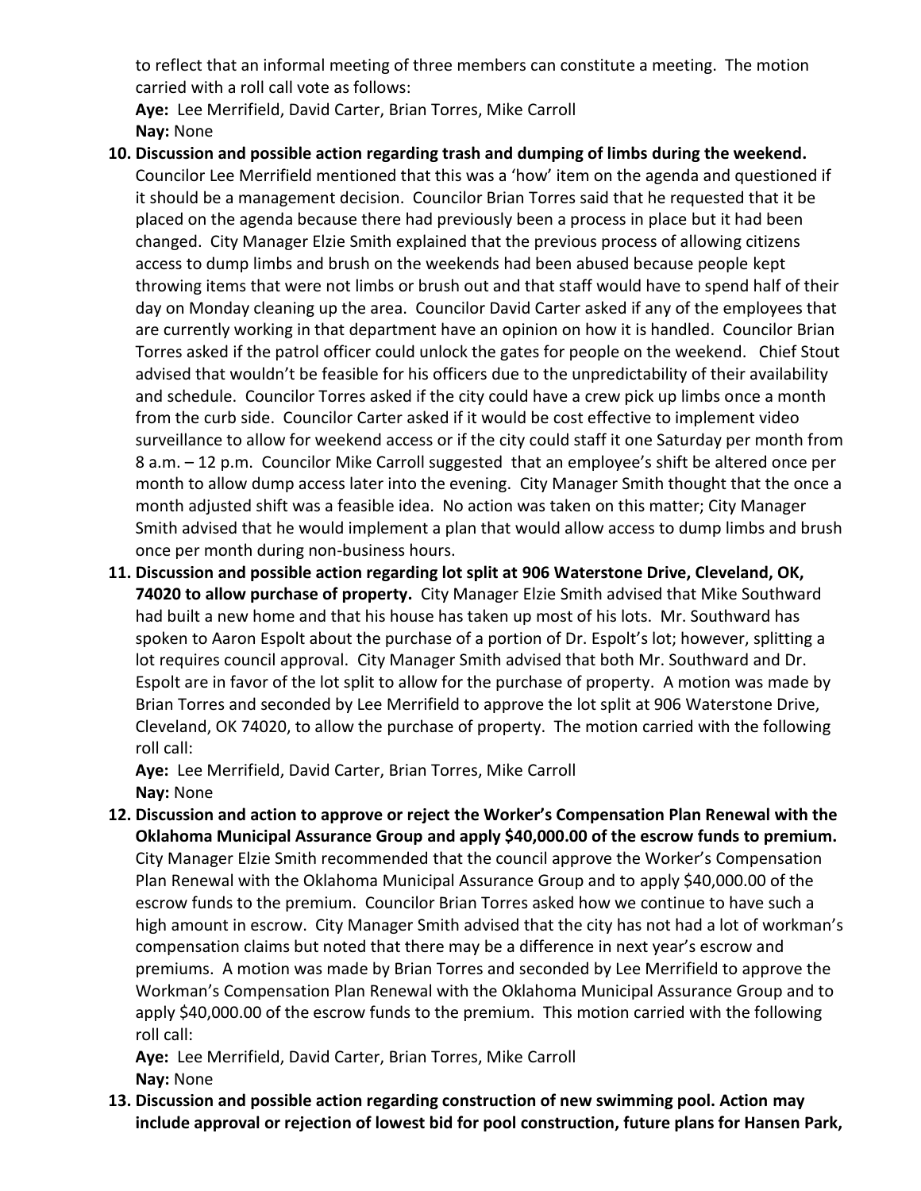to reflect that an informal meeting of three members can constitute a meeting. The motion carried with a roll call vote as follows:

**Aye:** Lee Merrifield, David Carter, Brian Torres, Mike Carroll
**Nay:** None

10. **Discussion and possible action regarding trash and dumping of limbs during the weekend.** Councilor Lee Merrifield mentioned that this was a 'how' item on the agenda and questioned if it should be a management decision. Councilor Brian Torres said that he requested that it be placed on the agenda because there had previously been a process in place but it had been changed. City Manager Elzie Smith explained that the previous process of allowing citizens access to dump limbs and brush on the weekends had been abused because people kept throwing items that were not limbs or brush out and that staff would have to spend half of their day on Monday cleaning up the area. Councilor David Carter asked if any of the employees that are currently working in that department have an opinion on how it is handled. Councilor Brian Torres asked if the patrol officer could unlock the gates for people on the weekend. Chief Stout advised that wouldn't be feasible for his officers due to the unpredictability of their availability and schedule. Councilor Torres asked if the city could have a crew pick up limbs once a month from the curb side. Councilor Carter asked if it would be cost effective to implement video surveillance to allow for weekend access or if the city could staff it one Saturday per month from 8 a.m. – 12 p.m. Councilor Mike Carroll suggested that an employee's shift be altered once per month to allow dump access later into the evening. City Manager Smith thought that the once a month adjusted shift was a feasible idea. No action was taken on this matter; City Manager Smith advised that he would implement a plan that would allow access to dump limbs and brush once per month during non-business hours.

11. **Discussion and possible action regarding lot split at 906 Waterstone Drive, Cleveland, OK, 74020 to allow purchase of property.** City Manager Elzie Smith advised that Mike Southward had built a new home and that his house has taken up most of his lots. Mr. Southward has spoken to Aaron Espolt about the purchase of a portion of Dr. Espolt's lot; however, splitting a lot requires council approval. City Manager Smith advised that both Mr. Southward and Dr. Espolt are in favor of the lot split to allow for the purchase of property. A motion was made by Brian Torres and seconded by Lee Merrifield to approve the lot split at 906 Waterstone Drive, Cleveland, OK 74020, to allow the purchase of property. The motion carried with the following roll call:

    **Aye:** Lee Merrifield, David Carter, Brian Torres, Mike Carroll
    **Nay:** None

12. **Discussion and action to approve or reject the Worker's Compensation Plan Renewal with the Oklahoma Municipal Assurance Group and apply $40,000.00 of the escrow funds to premium.** City Manager Elzie Smith recommended that the council approve the Worker's Compensation Plan Renewal with the Oklahoma Municipal Assurance Group and to apply $40,000.00 of the escrow funds to the premium. Councilor Brian Torres asked how we continue to have such a high amount in escrow. City Manager Smith advised that the city has not had a lot of workman's compensation claims but noted that there may be a difference in next year's escrow and premiums. A motion was made by Brian Torres and seconded by Lee Merrifield to approve the Workman's Compensation Plan Renewal with the Oklahoma Municipal Assurance Group and to apply $40,000.00 of the escrow funds to the premium. This motion carried with the following roll call:

    **Aye:** Lee Merrifield, David Carter, Brian Torres, Mike Carroll
    **Nay:** None

13. **Discussion and possible action regarding construction of new swimming pool. Action may include approval or rejection of lowest bid for pool construction, future plans for Hansen Park,**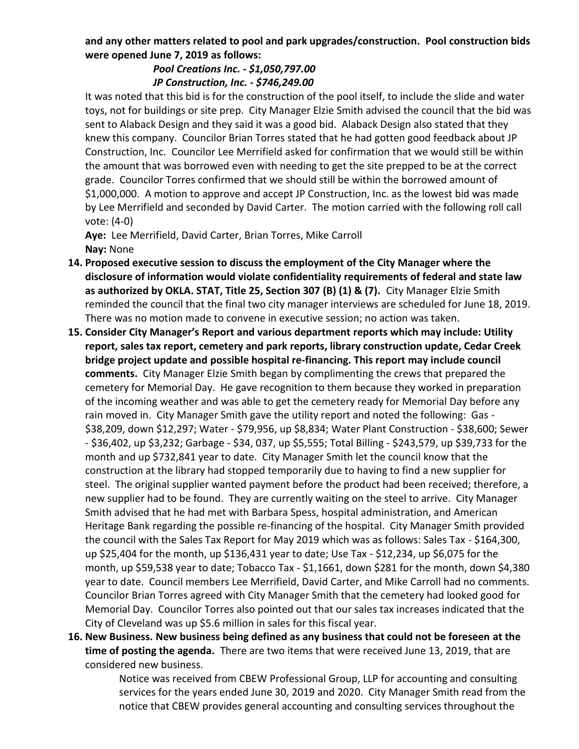**and any other matters related to pool and park upgrades/construction. Pool construction bids were opened June 7, 2019 as follows:**

***Pool Creations Inc. - $1,050,797.00***
***JP Construction, Inc. - $746,249.00***

It was noted that this bid is for the construction of the pool itself, to include the slide and water toys, not for buildings or site prep. City Manager Elzie Smith advised the council that the bid was sent to Alaback Design and they said it was a good bid. Alaback Design also stated that they knew this company. Councilor Brian Torres stated that he had gotten good feedback about JP Construction, Inc. Councilor Lee Merrifield asked for confirmation that we would still be within the amount that was borrowed even with needing to get the site prepped to be at the correct grade. Councilor Torres confirmed that we should still be within the borrowed amount of $1,000,000. A motion to approve and accept JP Construction, Inc. as the lowest bid was made by Lee Merrifield and seconded by David Carter. The motion carried with the following roll call vote: (4-0)

**Aye:** Lee Merrifield, David Carter, Brian Torres, Mike Carroll
**Nay:** None

14. **Proposed executive session to discuss the employment of the City Manager where the disclosure of information would violate confidentiality requirements of federal and state law as authorized by OKLA. STAT, Title 25, Section 307 (B) (1) & (7).** City Manager Elzie Smith reminded the council that the final two city manager interviews are scheduled for June 18, 2019. There was no motion made to convene in executive session; no action was taken.
15. **Consider City Manager's Report and various department reports which may include: Utility report, sales tax report, cemetery and park reports, library construction update, Cedar Creek bridge project update and possible hospital re-financing. This report may include council comments.** City Manager Elzie Smith began by complimenting the crews that prepared the cemetery for Memorial Day. He gave recognition to them because they worked in preparation of the incoming weather and was able to get the cemetery ready for Memorial Day before any rain moved in. City Manager Smith gave the utility report and noted the following: Gas - $38,209, down $12,297; Water - $79,956, up $8,834; Water Plant Construction - $38,600; Sewer - $36,402, up $3,232; Garbage - $34, 037, up $5,555; Total Billing - $243,579, up $39,733 for the month and up $732,841 year to date. City Manager Smith let the council know that the construction at the library had stopped temporarily due to having to find a new supplier for steel. The original supplier wanted payment before the product had been received; therefore, a new supplier had to be found. They are currently waiting on the steel to arrive. City Manager Smith advised that he had met with Barbara Spess, hospital administration, and American Heritage Bank regarding the possible re-financing of the hospital. City Manager Smith provided the council with the Sales Tax Report for May 2019 which was as follows: Sales Tax - $164,300, up $25,404 for the month, up $136,431 year to date; Use Tax - $12,234, up $6,075 for the month, up $59,538 year to date; Tobacco Tax - $1,1661, down $281 for the month, down $4,380 year to date. Council members Lee Merrifield, David Carter, and Mike Carroll had no comments. Councilor Brian Torres agreed with City Manager Smith that the cemetery had looked good for Memorial Day. Councilor Torres also pointed out that our sales tax increases indicated that the City of Cleveland was up $5.6 million in sales for this fiscal year.
16. **New Business. New business being defined as any business that could not be foreseen at the time of posting the agenda.** There are two items that were received June 13, 2019, that are considered new business.

    Notice was received from CBEW Professional Group, LLP for accounting and consulting services for the years ended June 30, 2019 and 2020. City Manager Smith read from the notice that CBEW provides general accounting and consulting services throughout the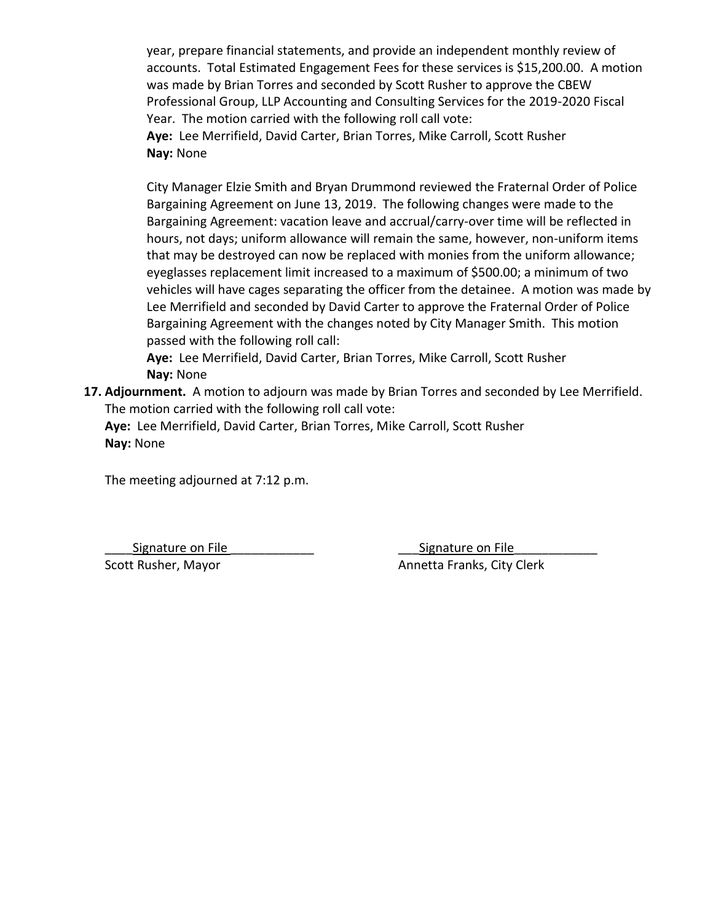year, prepare financial statements, and provide an independent monthly review of accounts. Total Estimated Engagement Fees for these services is $15,200.00. A motion was made by Brian Torres and seconded by Scott Rusher to approve the CBEW Professional Group, LLP Accounting and Consulting Services for the 2019-2020 Fiscal Year. The motion carried with the following roll call vote:
**Aye:** Lee Merrifield, David Carter, Brian Torres, Mike Carroll, Scott Rusher
**Nay:** None

City Manager Elzie Smith and Bryan Drummond reviewed the Fraternal Order of Police Bargaining Agreement on June 13, 2019. The following changes were made to the Bargaining Agreement: vacation leave and accrual/carry-over time will be reflected in hours, not days; uniform allowance will remain the same, however, non-uniform items that may be destroyed can now be replaced with monies from the uniform allowance; eyeglasses replacement limit increased to a maximum of $500.00; a minimum of two vehicles will have cages separating the officer from the detainee. A motion was made by Lee Merrifield and seconded by David Carter to approve the Fraternal Order of Police Bargaining Agreement with the changes noted by City Manager Smith. This motion passed with the following roll call:
**Aye:** Lee Merrifield, David Carter, Brian Torres, Mike Carroll, Scott Rusher
**Nay:** None

17. **Adjournment.** A motion to adjourn was made by Brian Torres and seconded by Lee Merrifield. The motion carried with the following roll call vote:
**Aye:** Lee Merrifield, David Carter, Brian Torres, Mike Carroll, Scott Rusher
**Nay:** None

The meeting adjourned at 7:12 p.m.

____Signature on File____________ ___Signature on File____________
Scott Rusher, Mayor Annetta Franks, City Clerk